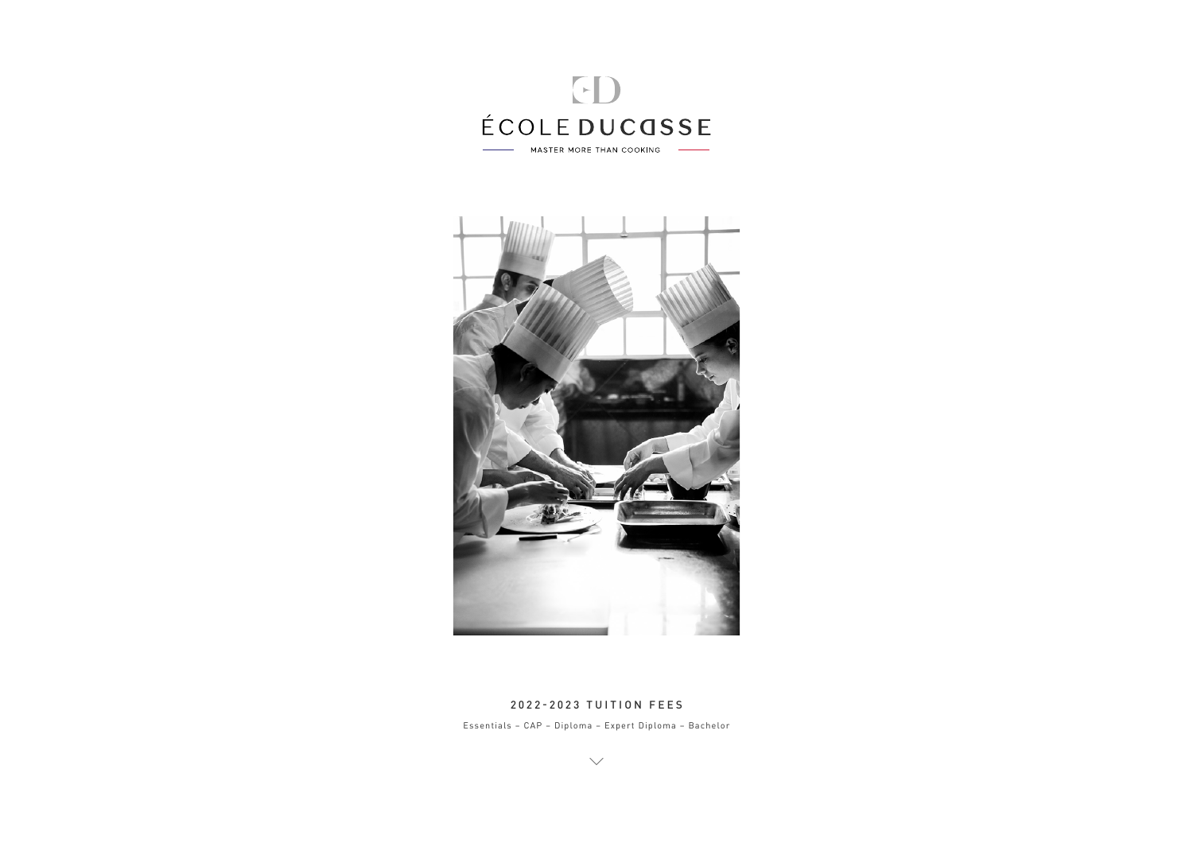# ÉCOLE DUCASSE

MASTER MORE THAN COOKING

## 2022-2023 TUITION FEES

Essentials – CAP – Diploma – Expert Diploma – Bachelor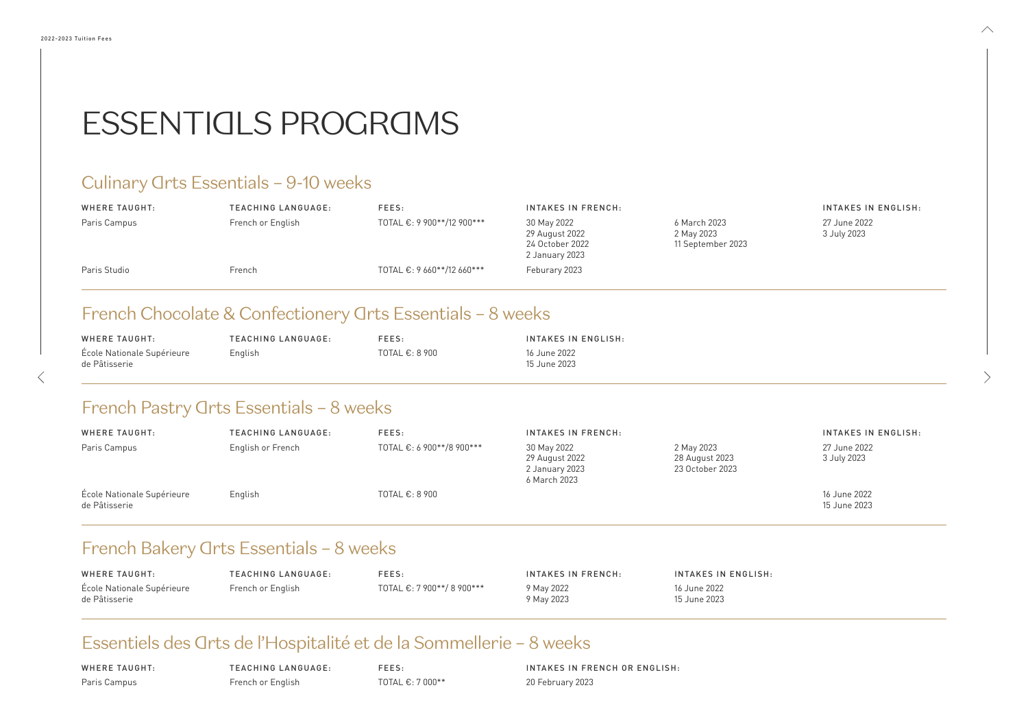# ESSENTIALS PROGRAMS

## Culinary Arts Essentials – 9-10 weeks

| WHERE TAUGHT: | TEACHING LANGUAGE: | FEES: | INTAKES IN FRENCH: | | INTAKES IN ENGLISH: |
|---|---|---|---|---|---|
| Paris Campus | French or English | TOTAL €: 9 900**/12 900*** | 30 May 2022<br>29 August 2022<br>24 October 2022<br>2 January 2023 | 6 March 2023<br>2 May 2023<br>11 September 2023 | 27 June 2022<br>3 July 2023 |
| Paris Studio | French | TOTAL €: 9 660**/12 660*** | Feburary 2023 | | |

## French Chocolate & Confectionery Arts Essentials – 8 weeks

| WHERE TAUGHT: | TEACHING LANGUAGE: | FEES: | INTAKES IN ENGLISH: |
|---|---|---|---|
| École Nationale Supérieure de Pâtisserie | English | TOTAL €: 8 900 | 16 June 2022<br>15 June 2023 |

## French Pastry Arts Essentials – 8 weeks

| WHERE TAUGHT: | TEACHING LANGUAGE: | FEES: | INTAKES IN FRENCH: | | INTAKES IN ENGLISH: |
|---|---|---|---|---|---|
| Paris Campus | English or French | TOTAL €: 6 900**/8 900*** | 30 May 2022<br>29 August 2022<br>2 January 2023<br>6 March 2023 | 2 May 2023<br>28 August 2023<br>23 October 2023 | 27 June 2022<br>3 July 2023 |
| École Nationale Supérieure de Pâtisserie | English | TOTAL €: 8 900 | | | 16 June 2022<br>15 June 2023 |

## French Bakery Arts Essentials – 8 weeks

| WHERE TAUGHT: | TEACHING LANGUAGE: | FEES: | INTAKES IN FRENCH: | INTAKES IN ENGLISH: |
|---|---|---|---|---|
| École Nationale Supérieure de Pâtisserie | French or English | TOTAL €: 7 900**/ 8 900*** | 9 May 2022<br>9 May 2023 | 16 June 2022<br>15 June 2023 |

## Essentiels des Arts de l'Hospitalité et de la Sommellerie – 8 weeks

| WHERE TAUGHT: | TEACHING LANGUAGE: | FEES: | INTAKES IN FRENCH OR ENGLISH: |
|---|---|---|---|
| Paris Campus | French or English | TOTAL €: 7 000** | 20 February 2023 |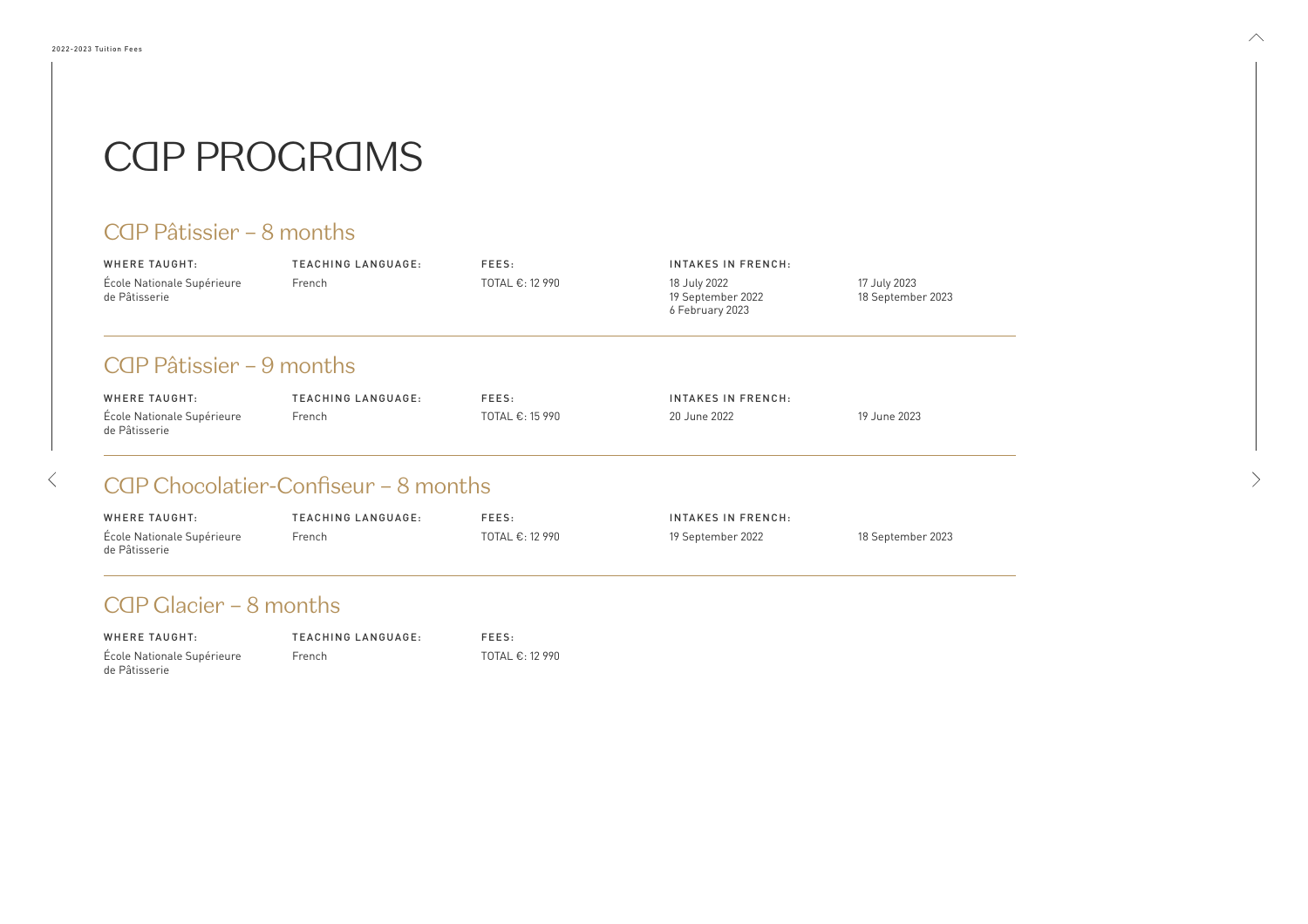# CAP PROGRAMS

## CAP Pâtissier – 8 months

| WHERE TAUGHT: | TEACHING LANGUAGE: | FEES: | INTAKES IN FRENCH: | |
|---|---|---|---|---|
| École Nationale Supérieure de Pâtisserie | French | TOTAL €: 12 990 | 18 July 2022<br>19 September 2022<br>6 February 2023 | 17 July 2023<br>18 September 2023 |

## CAP Pâtissier – 9 months

| WHERE TAUGHT: | TEACHING LANGUAGE: | FEES: | INTAKES IN FRENCH: | |
|---|---|---|---|---|
| École Nationale Supérieure de Pâtisserie | French | TOTAL €: 15 990 | 20 June 2022 | 19 June 2023 |

## CAP Chocolatier-Confiseur – 8 months

| WHERE TAUGHT: | TEACHING LANGUAGE: | FEES: | INTAKES IN FRENCH: | |
|---|---|---|---|---|
| École Nationale Supérieure de Pâtisserie | French | TOTAL €: 12 990 | 19 September 2022 | 18 September 2023 |

## CAP Glacier – 8 months

| WHERE TAUGHT: | TEACHING LANGUAGE: | FEES: |
|---|---|---|
| École Nationale Supérieure de Pâtisserie | French | TOTAL €: 12 990 |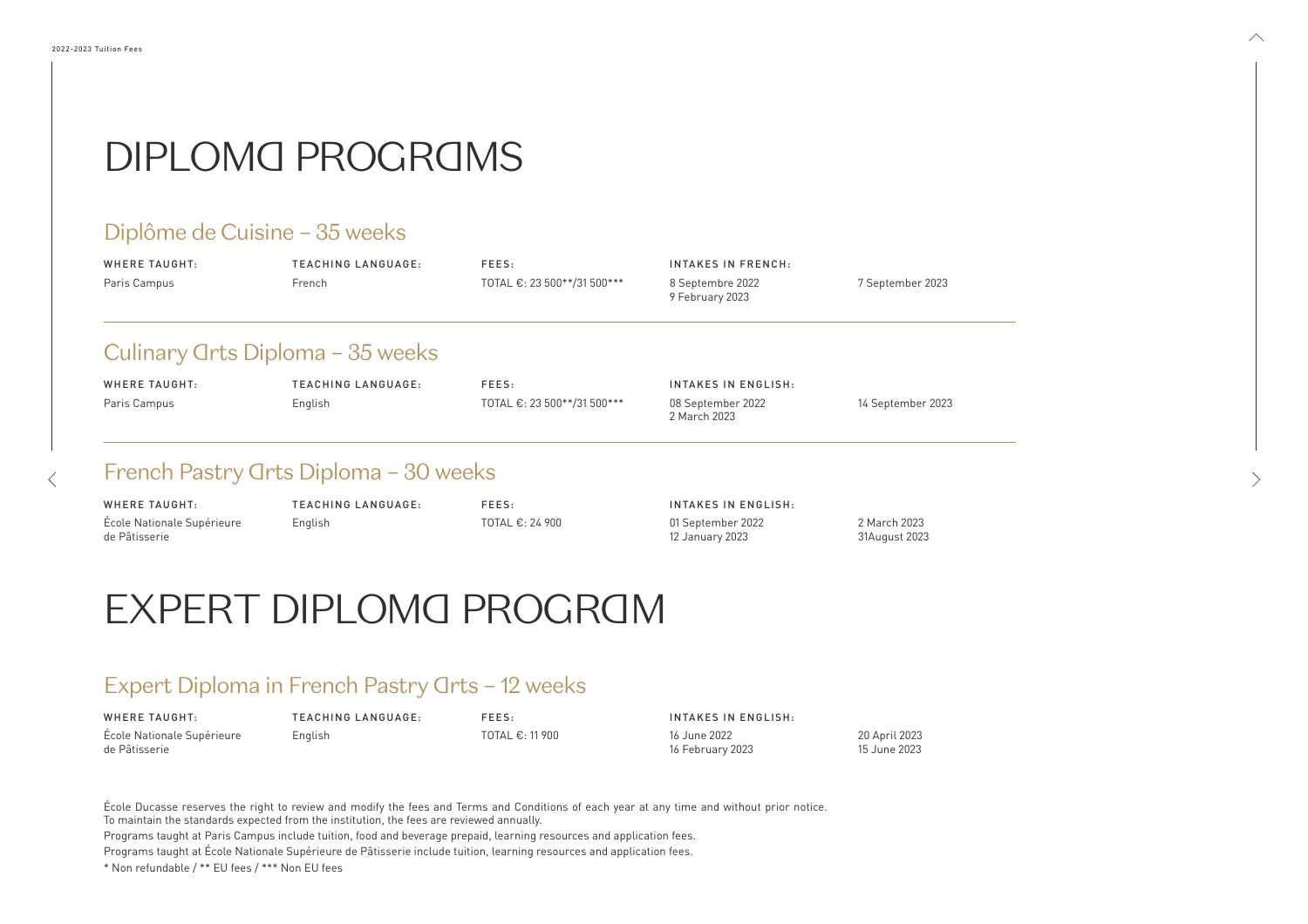# DIPLOMA PROGRAMS

## Diplôme de Cuisine – 35 weeks

| WHERE TAUGHT: | TEACHING LANGUAGE: | FEES: | INTAKES IN FRENCH: | |
|---|---|---|---|---|
| Paris Campus | French | TOTAL €: 23 500**/31 500*** | 8 Septembre 2022<br>9 February 2023 | 7 September 2023 |

## Culinary Arts Diploma – 35 weeks

| WHERE TAUGHT: | TEACHING LANGUAGE: | FEES: | INTAKES IN ENGLISH: | |
|---|---|---|---|---|
| Paris Campus | English | TOTAL €: 23 500**/31 500*** | 08 September 2022<br>2 March 2023 | 14 September 2023 |

## French Pastry Arts Diploma – 30 weeks

| WHERE TAUGHT: | TEACHING LANGUAGE: | FEES: | INTAKES IN ENGLISH: | |
|---|---|---|---|---|
| École Nationale Supérieure de Pâtisserie | English | TOTAL €: 24 900 | 01 September 2022<br>12 January 2023 | 2 March 2023<br>31August 2023 |

# EXPERT DIPLOMA PROGRAM

## Expert Diploma in French Pastry Arts – 12 weeks

| WHERE TAUGHT: | TEACHING LANGUAGE: | FEES: | INTAKES IN ENGLISH: | |
|---|---|---|---|---|
| École Nationale Supérieure de Pâtisserie | English | TOTAL €: 11 900 | 16 June 2022<br>16 February 2023 | 20 April 2023<br>15 June 2023 |

École Ducasse reserves the right to review and modify the fees and Terms and Conditions of each year at any time and without prior notice.
To maintain the standards expected from the institution, the fees are reviewed annually.

Programs taught at Paris Campus include tuition, food and beverage prepaid, learning resources and application fees.

Programs taught at École Nationale Supérieure de Pâtisserie include tuition, learning resources and application fees.

* Non refundable / ** EU fees / *** Non EU fees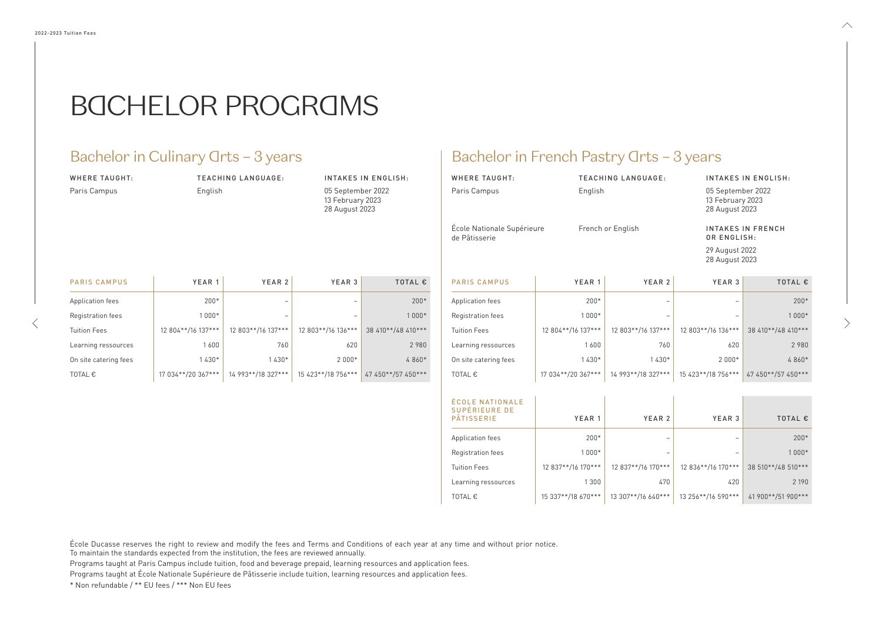# BACHELOR PROGRAMS

## Bachelor in Culinary Arts – 3 years

**WHERE TAUGHT:** Paris Campus

**TEACHING LANGUAGE:** English

**INTAKES IN ENGLISH:**
05 September 2022
13 February 2023
28 August 2023

| PARIS CAMPUS | YEAR 1 | YEAR 2 | YEAR 3 | TOTAL € |
|---|---|---|---|---|
| Application fees | 200* | – | – | 200* |
| Registration fees | 1 000* | – | – | 1 000* |
| Tuition Fees | 12 804**/16 137*** | 12 803**/16 137*** | 12 803**/16 136*** | 38 410**/48 410*** |
| Learning ressources | 1 600 | 760 | 620 | 2 980 |
| On site catering fees | 1 430* | 1 430* | 2 000* | 4 860* |
| TOTAL € | 17 034**/20 367*** | 14 993**/18 327*** | 15 423**/18 756*** | 47 450**/57 450*** |

## Bachelor in French Pastry Arts – 3 years

**WHERE TAUGHT:** Paris Campus

**TEACHING LANGUAGE:** English

**INTAKES IN ENGLISH:**
05 September 2022
13 February 2023
28 August 2023

**WHERE TAUGHT:** École Nationale Supérieure de Pâtisserie

**TEACHING LANGUAGE:** French or English

**INTAKES IN FRENCH OR ENGLISH:**
29 August 2022
28 August 2023

| PARIS CAMPUS | YEAR 1 | YEAR 2 | YEAR 3 | TOTAL € |
|---|---|---|---|---|
| Application fees | 200* | – | – | 200* |
| Registration fees | 1 000* | – | – | 1 000* |
| Tuition Fees | 12 804**/16 137*** | 12 803**/16 137*** | 12 803**/16 136*** | 38 410**/48 410*** |
| Learning ressources | 1 600 | 760 | 620 | 2 980 |
| On site catering fees | 1 430* | 1 430* | 2 000* | 4 860* |
| TOTAL € | 17 034**/20 367*** | 14 993**/18 327*** | 15 423**/18 756*** | 47 450**/57 450*** |

| ÉCOLE NATIONALE SUPÉRIEURE DE PÂTISSERIE | YEAR 1 | YEAR 2 | YEAR 3 | TOTAL € |
|---|---|---|---|---|
| Application fees | 200* | – | – | 200* |
| Registration fees | 1 000* | – | – | 1 000* |
| Tuition Fees | 12 837**/16 170*** | 12 837**/16 170*** | 12 836**/16 170*** | 38 510**/48 510*** |
| Learning ressources | 1 300 | 470 | 420 | 2 190 |
| TOTAL € | 15 337**/18 670*** | 13 307**/16 640*** | 13 256**/16 590*** | 41 900**/51 900*** |

École Ducasse reserves the right to review and modify the fees and Terms and Conditions of each year at any time and without prior notice.
To maintain the standards expected from the institution, the fees are reviewed annually.

Programs taught at Paris Campus include tuition, food and beverage prepaid, learning resources and application fees.

Programs taught at École Nationale Supérieure de Pâtisserie include tuition, learning resources and application fees.

* Non refundable / ** EU fees / *** Non EU fees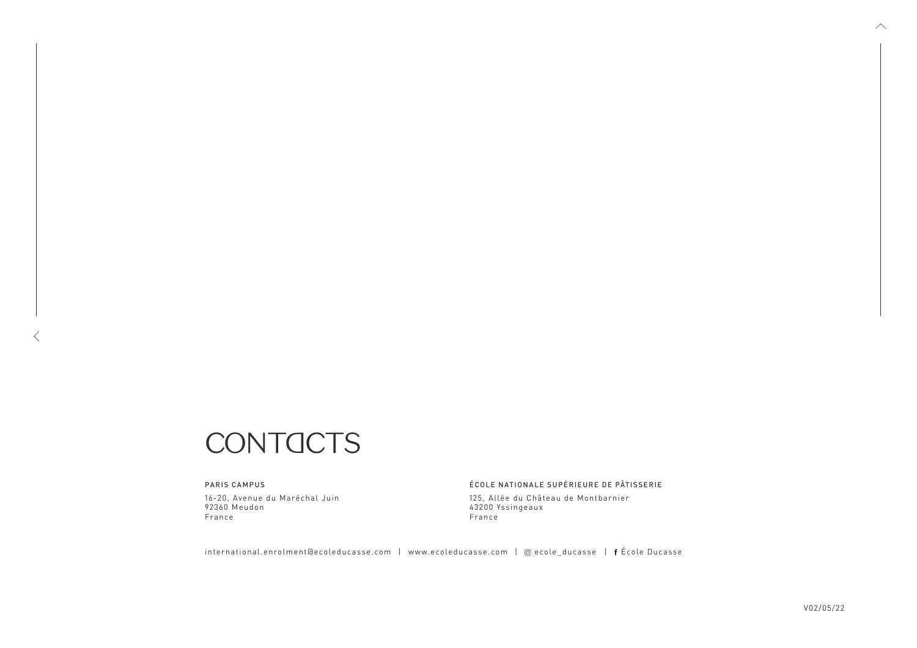# CONTACTS

**PARIS CAMPUS**

16-20, Avenue du Maréchal Juin
92360 Meudon
France

**ÉCOLE NATIONALE SUPÉRIEURE DE PÂTISSERIE**

125, Allée du Château de Montbarnier
43200 Yssingeaux
France

international.enrolment@ecoleducasse.com | www.ecoleducasse.com | ecole_ducasse | École Ducasse

V02/05/22